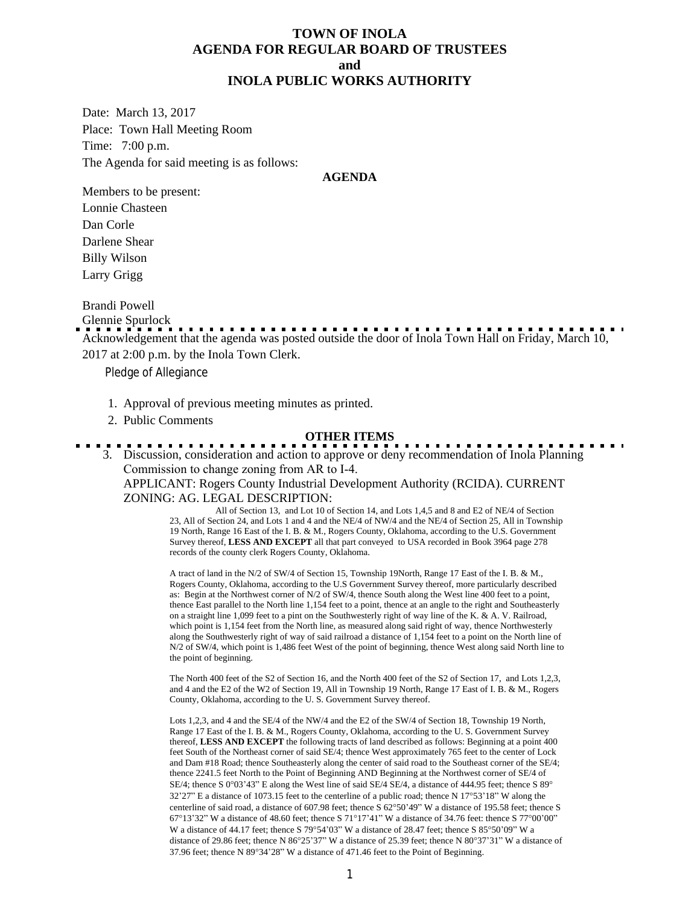# TOWN OF INOLA
## AGENDA FOR REGULAR BOARD OF TRUSTEES
## and
## INOLA PUBLIC WORKS AUTHORITY

Date: March 13, 2017

Place: Town Hall Meeting Room

Time: 7:00 p.m.

The Agenda for said meeting is as follows:

**AGENDA**

Members to be present:

Lonnie Chasteen

Dan Corle

Darlene Shear

Billy Wilson

Larry Grigg

Brandi Powell

Glennie Spurlock

---

Acknowledgement that the agenda was posted outside the door of Inola Town Hall on Friday, March 10, 2017 at 2:00 p.m. by the Inola Town Clerk.

Pledge of Allegiance

1. Approval of previous meeting minutes as printed.
2. Public Comments

**OTHER ITEMS**

---

3. Discussion, consideration and action to approve or deny recommendation of Inola Planning Commission to change zoning from AR to I-4.
   APPLICANT: Rogers County Industrial Development Authority (RCIDA). CURRENT ZONING: AG. LEGAL DESCRIPTION:

   All of Section 13, and Lot 10 of Section 14, and Lots 1,4,5 and 8 and E2 of NE/4 of Section 23, All of Section 24, and Lots 1 and 4 and the NE/4 of NW/4 and the NE/4 of Section 25, All in Township 19 North, Range 16 East of the I. B. & M., Rogers County, Oklahoma, according to the U.S. Government Survey thereof, **LESS AND EXCEPT** all that part conveyed to USA recorded in Book 3964 page 278 records of the county clerk Rogers County, Oklahoma.

   A tract of land in the N/2 of SW/4 of Section 15, Township 19North, Range 17 East of the I. B. & M., Rogers County, Oklahoma, according to the U.S Government Survey thereof, more particularly described as: Begin at the Northwest corner of N/2 of SW/4, thence South along the West line 400 feet to a point, thence East parallel to the North line 1,154 feet to a point, thence at an angle to the right and Southeasterly on a straight line 1,099 feet to a pint on the Southwesterly right of way line of the K. & A. V. Railroad, which point is 1,154 feet from the North line, as measured along said right of way, thence Northwesterly along the Southwesterly right of way of said railroad a distance of 1,154 feet to a point on the North line of N/2 of SW/4, which point is 1,486 feet West of the point of beginning, thence West along said North line to the point of beginning.

   The North 400 feet of the S2 of Section 16, and the North 400 feet of the S2 of Section 17, and Lots 1,2,3, and 4 and the E2 of the W2 of Section 19, All in Township 19 North, Range 17 East of I. B. & M., Rogers County, Oklahoma, according to the U. S. Government Survey thereof.

   Lots 1,2,3, and 4 and the SE/4 of the NW/4 and the E2 of the SW/4 of Section 18, Township 19 North, Range 17 East of the I. B. & M., Rogers County, Oklahoma, according to the U. S. Government Survey thereof, **LESS AND EXCEPT** the following tracts of land described as follows: Beginning at a point 400 feet South of the Northeast corner of said SE/4; thence West approximately 765 feet to the center of Lock and Dam #18 Road; thence Southeasterly along the center of said road to the Southeast corner of the SE/4; thence 2241.5 feet North to the Point of Beginning AND Beginning at the Northwest corner of SE/4 of SE/4; thence S 0°03'43" E along the West line of said SE/4 SE/4, a distance of 444.95 feet; thence S 89° 32'27" E a distance of 1073.15 feet to the centerline of a public road; thence N 17°53'18" W along the centerline of said road, a distance of 607.98 feet; thence S 62°50'49" W a distance of 195.58 feet; thence S 67°13'32" W a distance of 48.60 feet; thence S 71°17'41" W a distance of 34.76 feet: thence S 77°00'00" W a distance of 44.17 feet; thence S 79°54'03" W a distance of 28.47 feet; thence S 85°50'09" W a distance of 29.86 feet; thence N 86°25'37" W a distance of 25.39 feet; thence N 80°37'31" W a distance of 37.96 feet; thence N 89°34'28" W a distance of 471.46 feet to the Point of Beginning.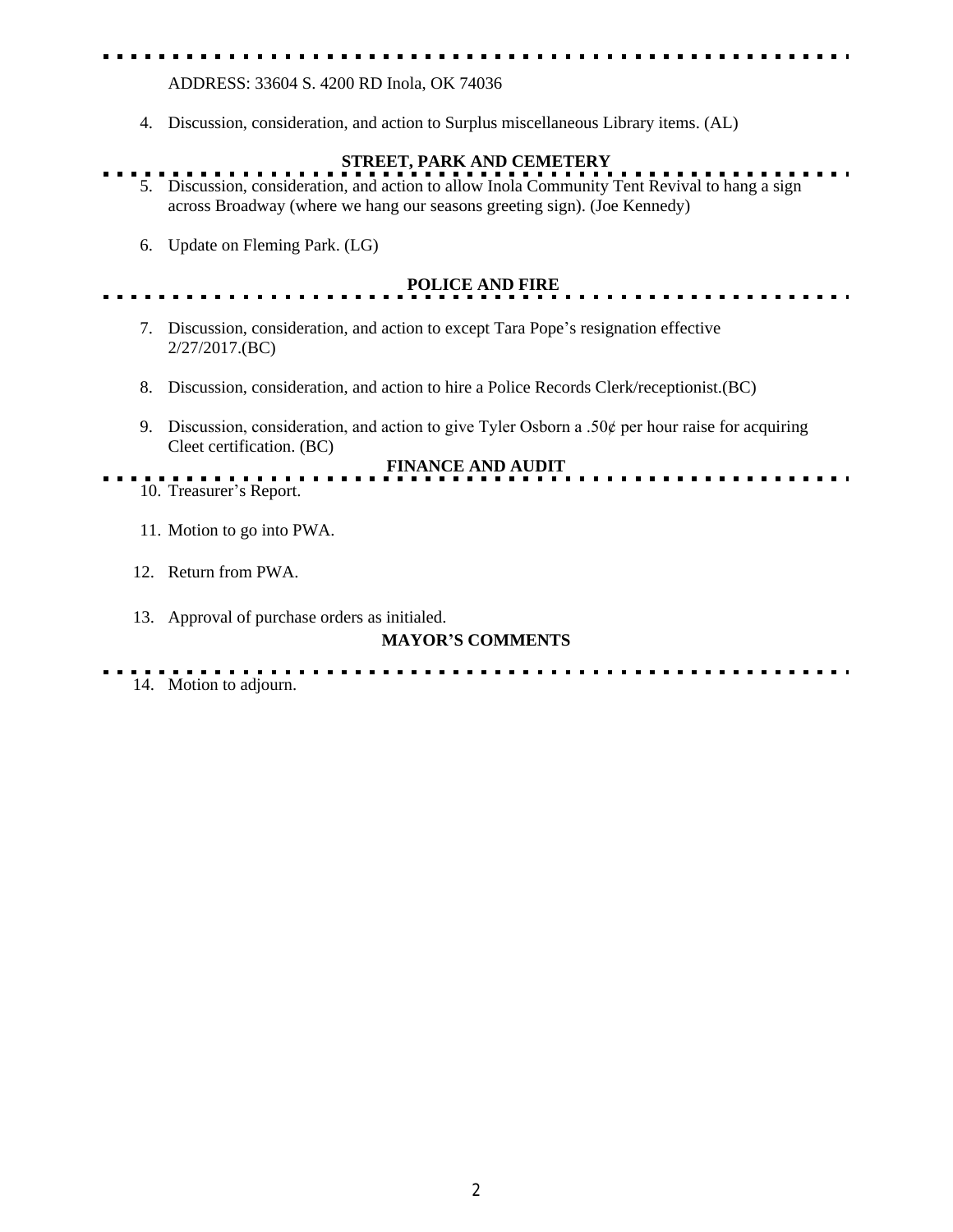ADDRESS: 33604 S. 4200 RD Inola, OK 74036

4. Discussion, consideration, and action to Surplus miscellaneous Library items. (AL)

**STREET, PARK AND CEMETERY**

5. Discussion, consideration, and action to allow Inola Community Tent Revival to hang a sign across Broadway (where we hang our seasons greeting sign). (Joe Kennedy)

6. Update on Fleming Park. (LG)

**POLICE AND FIRE**

7. Discussion, consideration, and action to except Tara Pope's resignation effective 2/27/2017.(BC)

8. Discussion, consideration, and action to hire a Police Records Clerk/receptionist.(BC)

9. Discussion, consideration, and action to give Tyler Osborn a .50¢ per hour raise for acquiring Cleet certification. (BC)

**FINANCE AND AUDIT**

10. Treasurer's Report.

11. Motion to go into PWA.

12. Return from PWA.

13. Approval of purchase orders as initialed.

**MAYOR'S COMMENTS**

14. Motion to adjourn.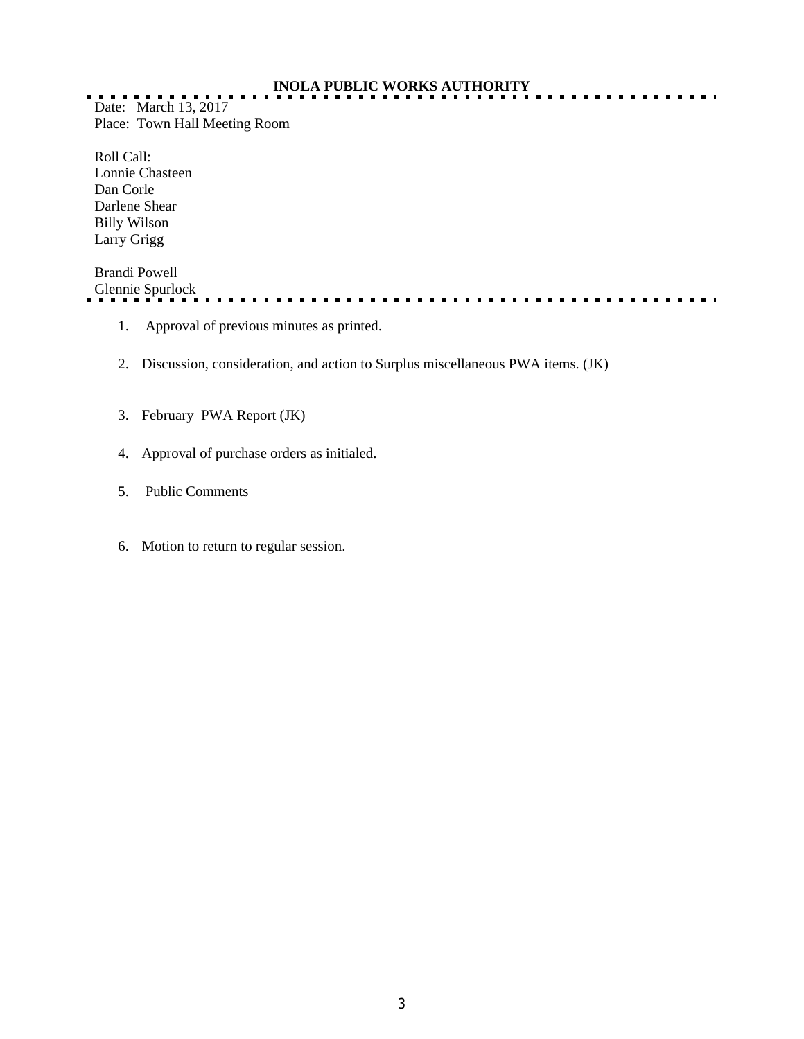**INOLA PUBLIC WORKS AUTHORITY**

Date: March 13, 2017
Place: Town Hall Meeting Room

Roll Call:
Lonnie Chasteen
Dan Corle
Darlene Shear
Billy Wilson
Larry Grigg

Brandi Powell
Glennie Spurlock

1. Approval of previous minutes as printed.

2. Discussion, consideration, and action to Surplus miscellaneous PWA items. (JK)

3. February PWA Report (JK)

4. Approval of purchase orders as initialed.

5. Public Comments

6. Motion to return to regular session.